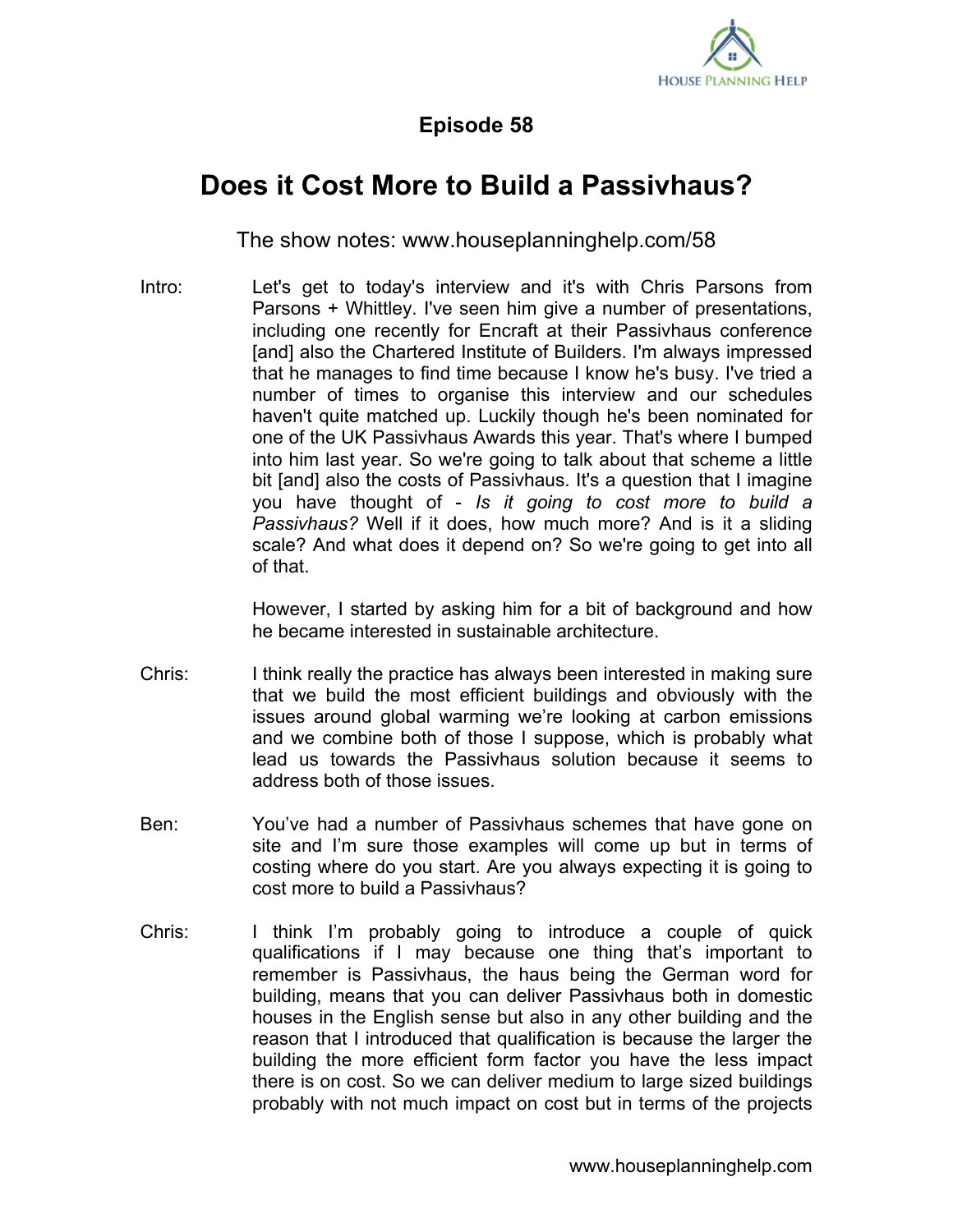**Episode 58**

# Does it Cost More to Build a Passivhaus?

The show notes: www.houseplanninghelp.com/58

Intro: Let's get to today's interview and it's with Chris Parsons from Parsons + Whittley. I've seen him give a number of presentations, including one recently for Encraft at their Passivhaus conference [and] also the Chartered Institute of Builders. I'm always impressed that he manages to find time because I know he's busy. I've tried a number of times to organise this interview and our schedules haven't quite matched up. Luckily though he's been nominated for one of the UK Passivhaus Awards this year. That's where I bumped into him last year. So we're going to talk about that scheme a little bit [and] also the costs of Passivhaus. It's a question that I imagine you have thought of - *Is it going to cost more to build a Passivhaus?* Well if it does, how much more? And is it a sliding scale? And what does it depend on? So we're going to get into all of that.

However, I started by asking him for a bit of background and how he became interested in sustainable architecture.

Chris: I think really the practice has always been interested in making sure that we build the most efficient buildings and obviously with the issues around global warming we're looking at carbon emissions and we combine both of those I suppose, which is probably what lead us towards the Passivhaus solution because it seems to address both of those issues.

Ben: You've had a number of Passivhaus schemes that have gone on site and I'm sure those examples will come up but in terms of costing where do you start. Are you always expecting it is going to cost more to build a Passivhaus?

Chris: I think I'm probably going to introduce a couple of quick qualifications if I may because one thing that's important to remember is Passivhaus, the haus being the German word for building, means that you can deliver Passivhaus both in domestic houses in the English sense but also in any other building and the reason that I introduced that qualification is because the larger the building the more efficient form factor you have the less impact there is on cost. So we can deliver medium to large sized buildings probably with not much impact on cost but in terms of the projects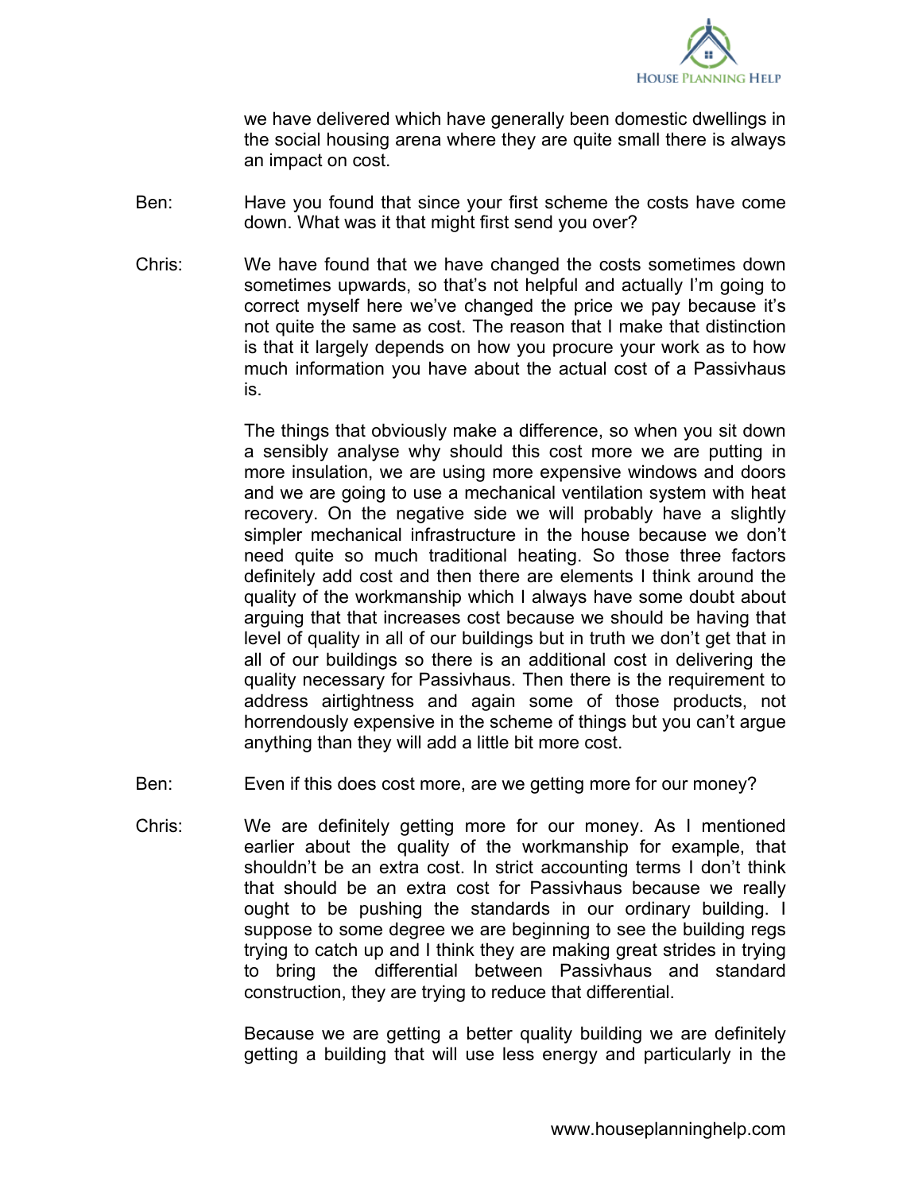we have delivered which have generally been domestic dwellings in the social housing arena where they are quite small there is always an impact on cost.

Ben: Have you found that since your first scheme the costs have come down. What was it that might first send you over?

Chris: We have found that we have changed the costs sometimes down sometimes upwards, so that's not helpful and actually I'm going to correct myself here we've changed the price we pay because it's not quite the same as cost. The reason that I make that distinction is that it largely depends on how you procure your work as to how much information you have about the actual cost of a Passivhaus is.

The things that obviously make a difference, so when you sit down a sensibly analyse why should this cost more we are putting in more insulation, we are using more expensive windows and doors and we are going to use a mechanical ventilation system with heat recovery. On the negative side we will probably have a slightly simpler mechanical infrastructure in the house because we don't need quite so much traditional heating. So those three factors definitely add cost and then there are elements I think around the quality of the workmanship which I always have some doubt about arguing that that increases cost because we should be having that level of quality in all of our buildings but in truth we don't get that in all of our buildings so there is an additional cost in delivering the quality necessary for Passivhaus. Then there is the requirement to address airtightness and again some of those products, not horrendously expensive in the scheme of things but you can't argue anything than they will add a little bit more cost.

Ben: Even if this does cost more, are we getting more for our money?

Chris: We are definitely getting more for our money. As I mentioned earlier about the quality of the workmanship for example, that shouldn't be an extra cost. In strict accounting terms I don't think that should be an extra cost for Passivhaus because we really ought to be pushing the standards in our ordinary building. I suppose to some degree we are beginning to see the building regs trying to catch up and I think they are making great strides in trying to bring the differential between Passivhaus and standard construction, they are trying to reduce that differential.

Because we are getting a better quality building we are definitely getting a building that will use less energy and particularly in the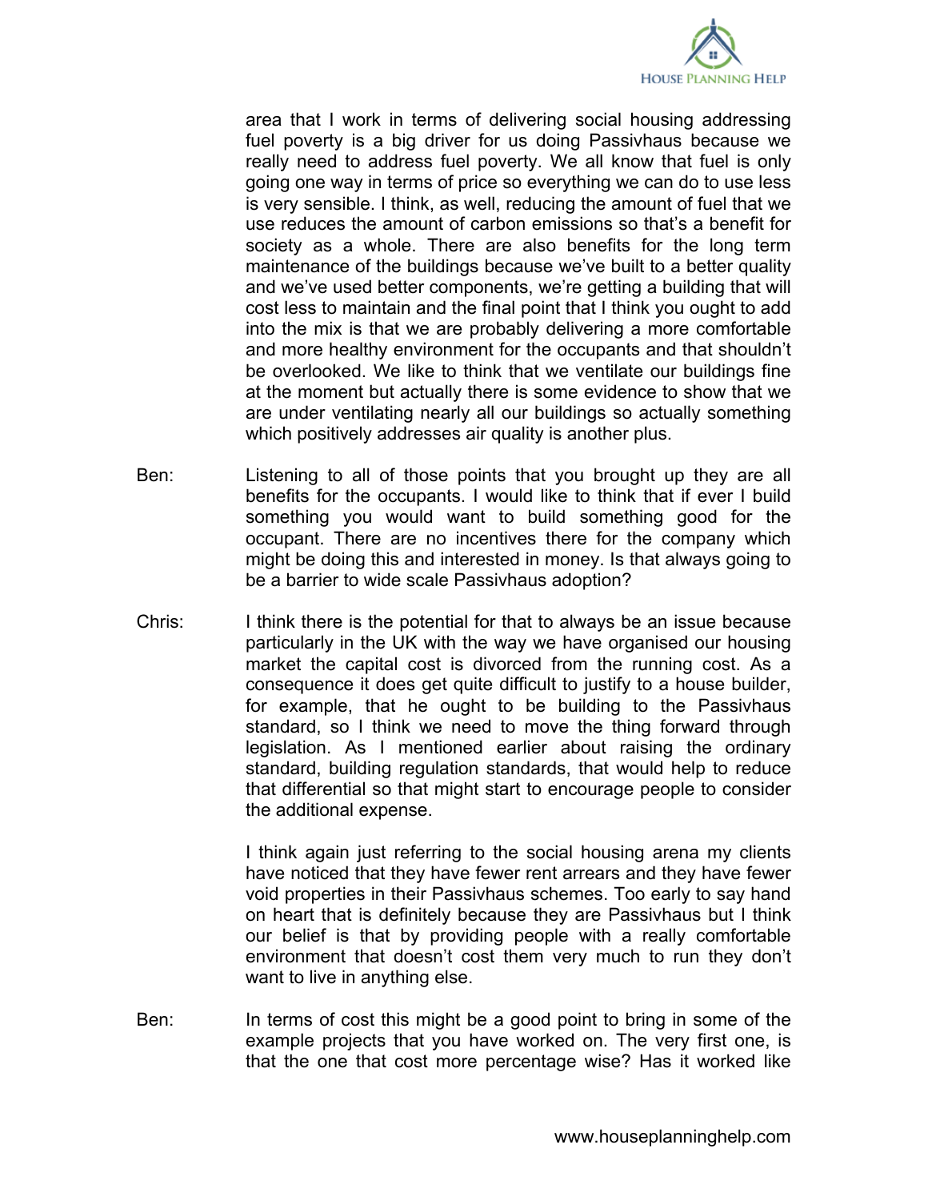area that I work in terms of delivering social housing addressing fuel poverty is a big driver for us doing Passivhaus because we really need to address fuel poverty. We all know that fuel is only going one way in terms of price so everything we can do to use less is very sensible. I think, as well, reducing the amount of fuel that we use reduces the amount of carbon emissions so that's a benefit for society as a whole. There are also benefits for the long term maintenance of the buildings because we've built to a better quality and we've used better components, we're getting a building that will cost less to maintain and the final point that I think you ought to add into the mix is that we are probably delivering a more comfortable and more healthy environment for the occupants and that shouldn't be overlooked. We like to think that we ventilate our buildings fine at the moment but actually there is some evidence to show that we are under ventilating nearly all our buildings so actually something which positively addresses air quality is another plus.

Ben: Listening to all of those points that you brought up they are all benefits for the occupants. I would like to think that if ever I build something you would want to build something good for the occupant. There are no incentives there for the company which might be doing this and interested in money. Is that always going to be a barrier to wide scale Passivhaus adoption?

Chris: I think there is the potential for that to always be an issue because particularly in the UK with the way we have organised our housing market the capital cost is divorced from the running cost. As a consequence it does get quite difficult to justify to a house builder, for example, that he ought to be building to the Passivhaus standard, so I think we need to move the thing forward through legislation. As I mentioned earlier about raising the ordinary standard, building regulation standards, that would help to reduce that differential so that might start to encourage people to consider the additional expense.

I think again just referring to the social housing arena my clients have noticed that they have fewer rent arrears and they have fewer void properties in their Passivhaus schemes. Too early to say hand on heart that is definitely because they are Passivhaus but I think our belief is that by providing people with a really comfortable environment that doesn't cost them very much to run they don't want to live in anything else.

Ben: In terms of cost this might be a good point to bring in some of the example projects that you have worked on. The very first one, is that the one that cost more percentage wise? Has it worked like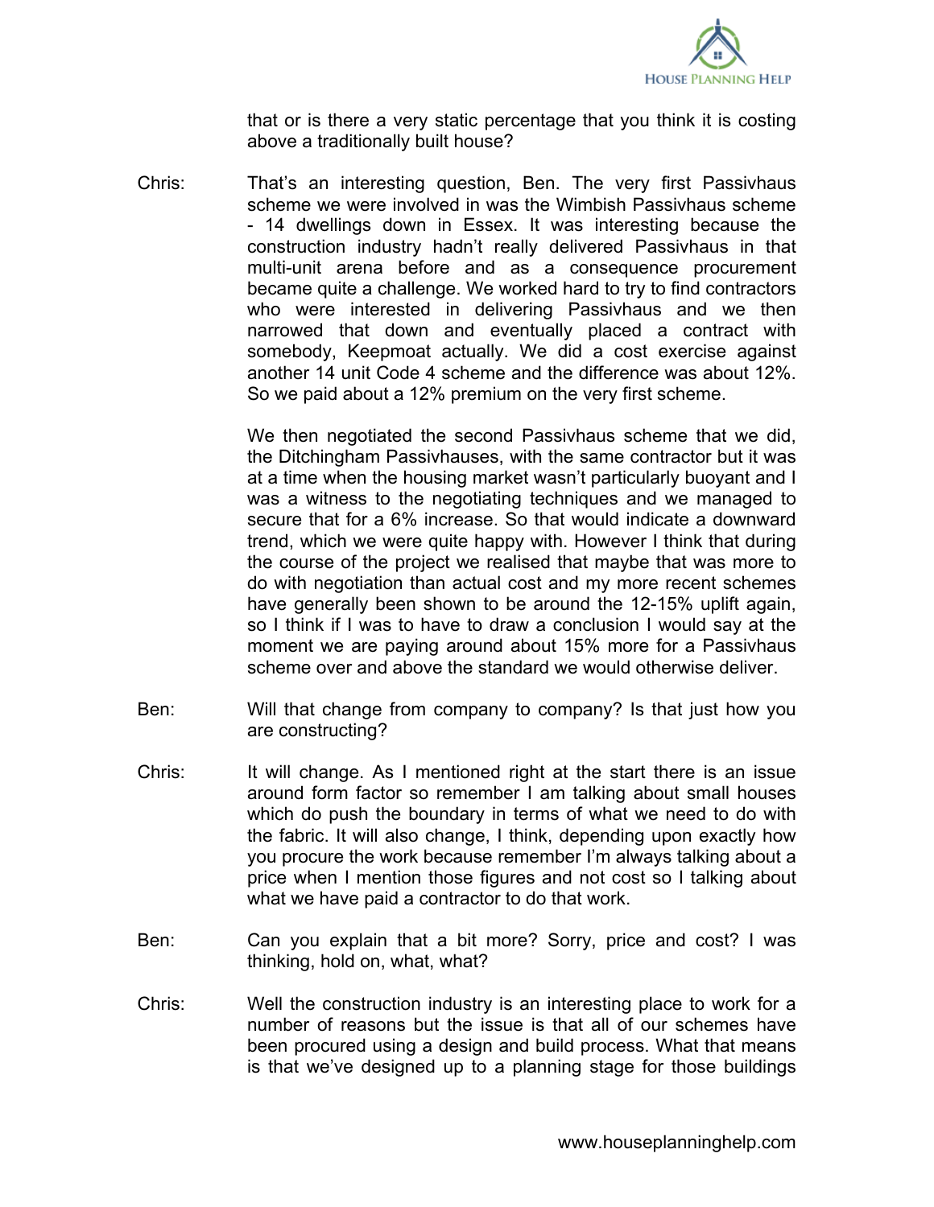that or is there a very static percentage that you think it is costing above a traditionally built house?

Chris: That's an interesting question, Ben. The very first Passivhaus scheme we were involved in was the Wimbish Passivhaus scheme - 14 dwellings down in Essex. It was interesting because the construction industry hadn't really delivered Passivhaus in that multi-unit arena before and as a consequence procurement became quite a challenge. We worked hard to try to find contractors who were interested in delivering Passivhaus and we then narrowed that down and eventually placed a contract with somebody, Keepmoat actually. We did a cost exercise against another 14 unit Code 4 scheme and the difference was about 12%. So we paid about a 12% premium on the very first scheme.

We then negotiated the second Passivhaus scheme that we did, the Ditchingham Passivhauses, with the same contractor but it was at a time when the housing market wasn't particularly buoyant and I was a witness to the negotiating techniques and we managed to secure that for a 6% increase. So that would indicate a downward trend, which we were quite happy with. However I think that during the course of the project we realised that maybe that was more to do with negotiation than actual cost and my more recent schemes have generally been shown to be around the 12-15% uplift again, so I think if I was to have to draw a conclusion I would say at the moment we are paying around about 15% more for a Passivhaus scheme over and above the standard we would otherwise deliver.

Ben: Will that change from company to company? Is that just how you are constructing?

Chris: It will change. As I mentioned right at the start there is an issue around form factor so remember I am talking about small houses which do push the boundary in terms of what we need to do with the fabric. It will also change, I think, depending upon exactly how you procure the work because remember I'm always talking about a price when I mention those figures and not cost so I talking about what we have paid a contractor to do that work.

Ben: Can you explain that a bit more? Sorry, price and cost? I was thinking, hold on, what, what?

Chris: Well the construction industry is an interesting place to work for a number of reasons but the issue is that all of our schemes have been procured using a design and build process. What that means is that we've designed up to a planning stage for those buildings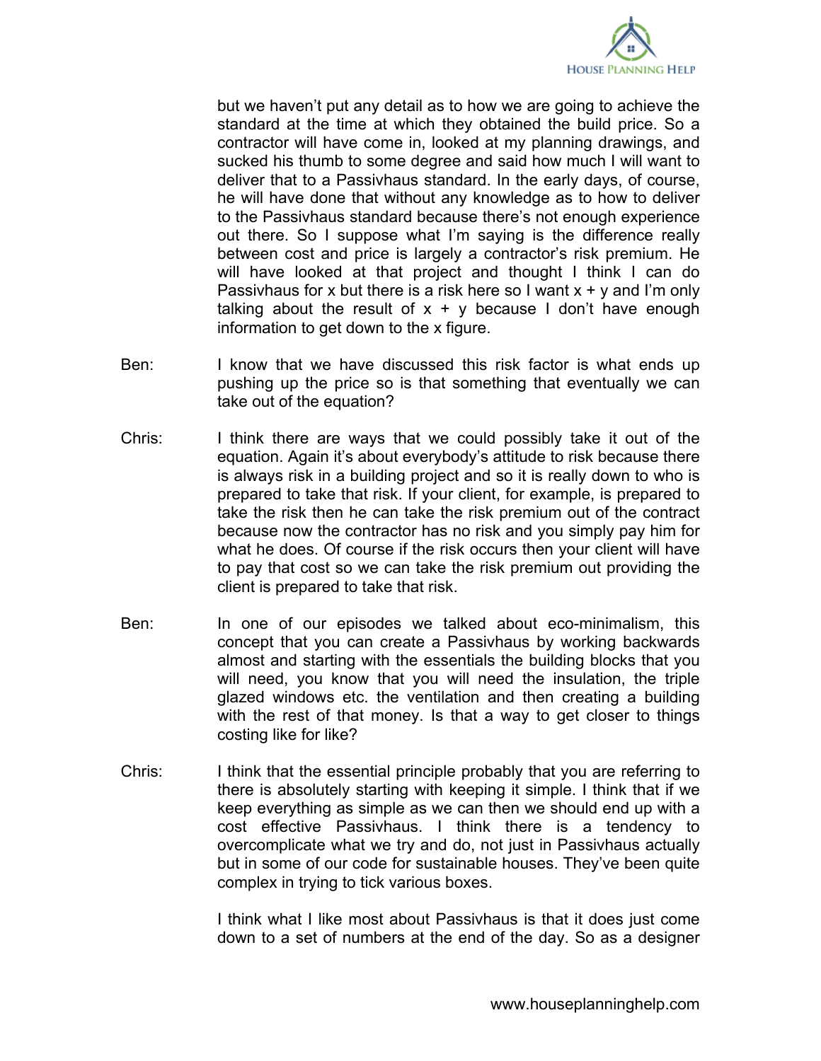but we haven't put any detail as to how we are going to achieve the standard at the time at which they obtained the build price. So a contractor will have come in, looked at my planning drawings, and sucked his thumb to some degree and said how much I will want to deliver that to a Passivhaus standard. In the early days, of course, he will have done that without any knowledge as to how to deliver to the Passivhaus standard because there's not enough experience out there. So I suppose what I'm saying is the difference really between cost and price is largely a contractor's risk premium. He will have looked at that project and thought I think I can do Passivhaus for x but there is a risk here so I want x + y and I'm only talking about the result of x + y because I don't have enough information to get down to the x figure.

Ben: I know that we have discussed this risk factor is what ends up pushing up the price so is that something that eventually we can take out of the equation?

Chris: I think there are ways that we could possibly take it out of the equation. Again it's about everybody's attitude to risk because there is always risk in a building project and so it is really down to who is prepared to take that risk. If your client, for example, is prepared to take the risk then he can take the risk premium out of the contract because now the contractor has no risk and you simply pay him for what he does. Of course if the risk occurs then your client will have to pay that cost so we can take the risk premium out providing the client is prepared to take that risk.

Ben: In one of our episodes we talked about eco-minimalism, this concept that you can create a Passivhaus by working backwards almost and starting with the essentials the building blocks that you will need, you know that you will need the insulation, the triple glazed windows etc. the ventilation and then creating a building with the rest of that money. Is that a way to get closer to things costing like for like?

Chris: I think that the essential principle probably that you are referring to there is absolutely starting with keeping it simple. I think that if we keep everything as simple as we can then we should end up with a cost effective Passivhaus. I think there is a tendency to overcomplicate what we try and do, not just in Passivhaus actually but in some of our code for sustainable houses. They've been quite complex in trying to tick various boxes.

I think what I like most about Passivhaus is that it does just come down to a set of numbers at the end of the day. So as a designer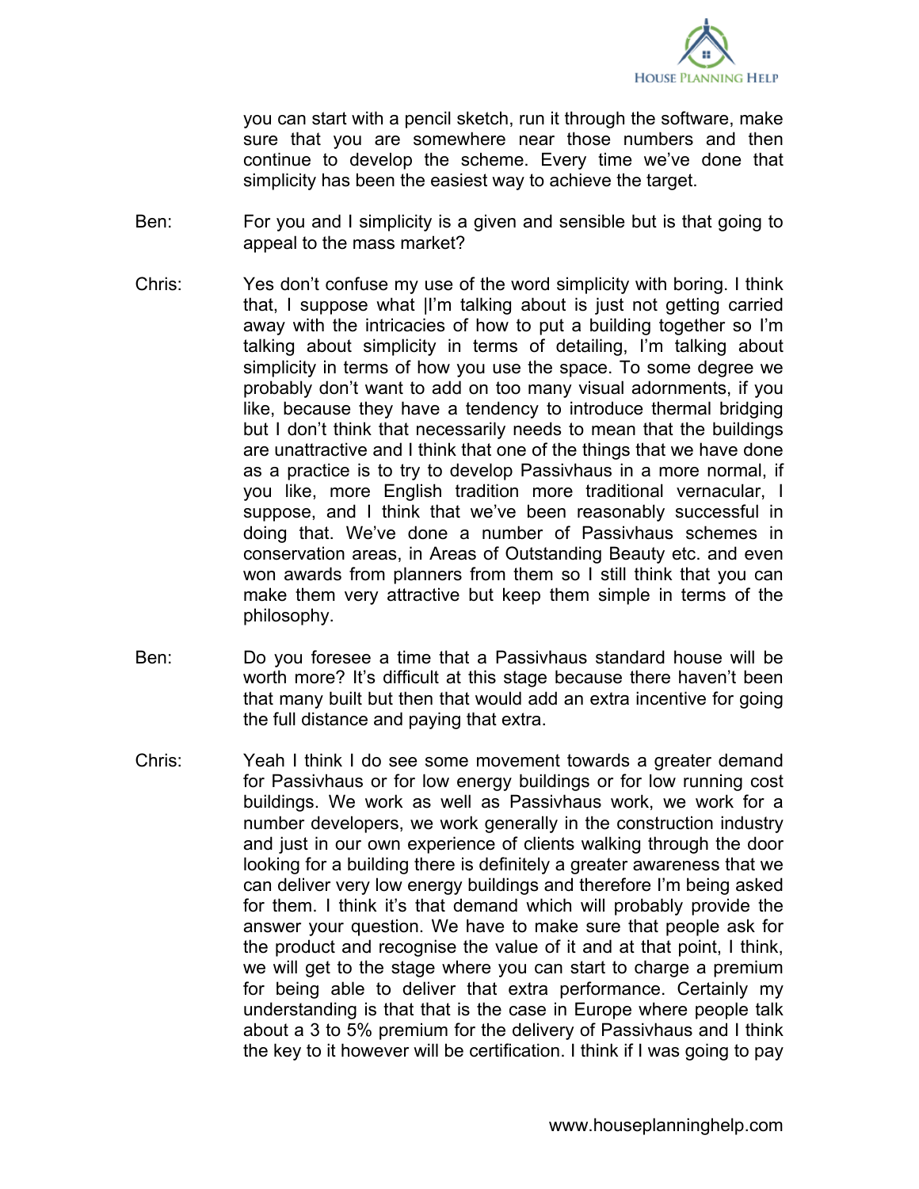you can start with a pencil sketch, run it through the software, make sure that you are somewhere near those numbers and then continue to develop the scheme. Every time we've done that simplicity has been the easiest way to achieve the target.

Ben: For you and I simplicity is a given and sensible but is that going to appeal to the mass market?

Chris: Yes don't confuse my use of the word simplicity with boring. I think that, I suppose what |I'm talking about is just not getting carried away with the intricacies of how to put a building together so I'm talking about simplicity in terms of detailing, I'm talking about simplicity in terms of how you use the space. To some degree we probably don't want to add on too many visual adornments, if you like, because they have a tendency to introduce thermal bridging but I don't think that necessarily needs to mean that the buildings are unattractive and I think that one of the things that we have done as a practice is to try to develop Passivhaus in a more normal, if you like, more English tradition more traditional vernacular, I suppose, and I think that we've been reasonably successful in doing that. We've done a number of Passivhaus schemes in conservation areas, in Areas of Outstanding Beauty etc. and even won awards from planners from them so I still think that you can make them very attractive but keep them simple in terms of the philosophy.

Ben: Do you foresee a time that a Passivhaus standard house will be worth more? It's difficult at this stage because there haven't been that many built but then that would add an extra incentive for going the full distance and paying that extra.

Chris: Yeah I think I do see some movement towards a greater demand for Passivhaus or for low energy buildings or for low running cost buildings. We work as well as Passivhaus work, we work for a number developers, we work generally in the construction industry and just in our own experience of clients walking through the door looking for a building there is definitely a greater awareness that we can deliver very low energy buildings and therefore I'm being asked for them. I think it's that demand which will probably provide the answer your question. We have to make sure that people ask for the product and recognise the value of it and at that point, I think, we will get to the stage where you can start to charge a premium for being able to deliver that extra performance. Certainly my understanding is that that is the case in Europe where people talk about a 3 to 5% premium for the delivery of Passivhaus and I think the key to it however will be certification. I think if I was going to pay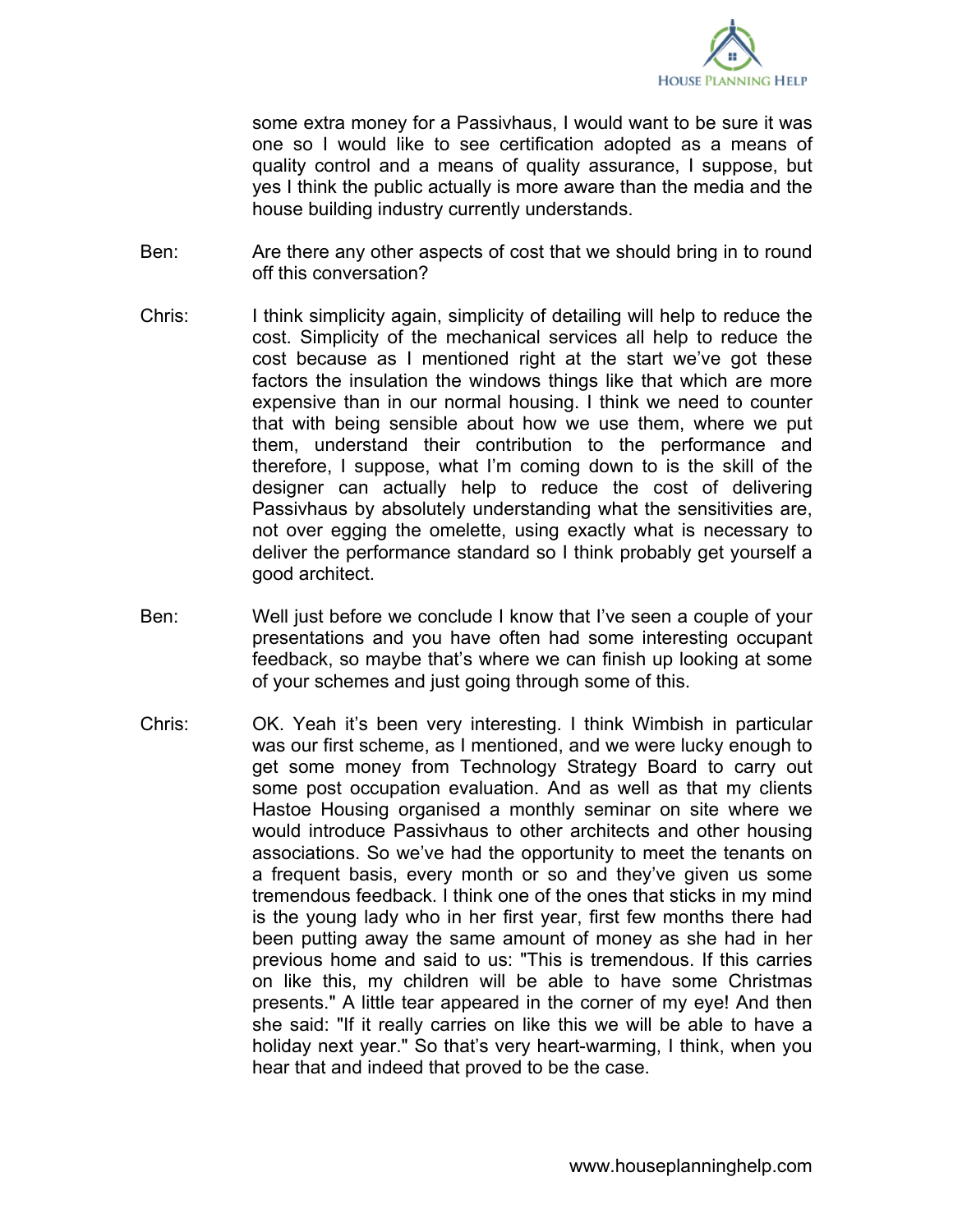some extra money for a Passivhaus, I would want to be sure it was one so I would like to see certification adopted as a means of quality control and a means of quality assurance, I suppose, but yes I think the public actually is more aware than the media and the house building industry currently understands.

Ben: Are there any other aspects of cost that we should bring in to round off this conversation?

Chris: I think simplicity again, simplicity of detailing will help to reduce the cost. Simplicity of the mechanical services all help to reduce the cost because as I mentioned right at the start we've got these factors the insulation the windows things like that which are more expensive than in our normal housing. I think we need to counter that with being sensible about how we use them, where we put them, understand their contribution to the performance and therefore, I suppose, what I'm coming down to is the skill of the designer can actually help to reduce the cost of delivering Passivhaus by absolutely understanding what the sensitivities are, not over egging the omelette, using exactly what is necessary to deliver the performance standard so I think probably get yourself a good architect.

Ben: Well just before we conclude I know that I've seen a couple of your presentations and you have often had some interesting occupant feedback, so maybe that's where we can finish up looking at some of your schemes and just going through some of this.

Chris: OK. Yeah it's been very interesting. I think Wimbish in particular was our first scheme, as I mentioned, and we were lucky enough to get some money from Technology Strategy Board to carry out some post occupation evaluation. And as well as that my clients Hastoe Housing organised a monthly seminar on site where we would introduce Passivhaus to other architects and other housing associations. So we've had the opportunity to meet the tenants on a frequent basis, every month or so and they've given us some tremendous feedback. I think one of the ones that sticks in my mind is the young lady who in her first year, first few months there had been putting away the same amount of money as she had in her previous home and said to us: "This is tremendous. If this carries on like this, my children will be able to have some Christmas presents." A little tear appeared in the corner of my eye! And then she said: "If it really carries on like this we will be able to have a holiday next year." So that's very heart-warming, I think, when you hear that and indeed that proved to be the case.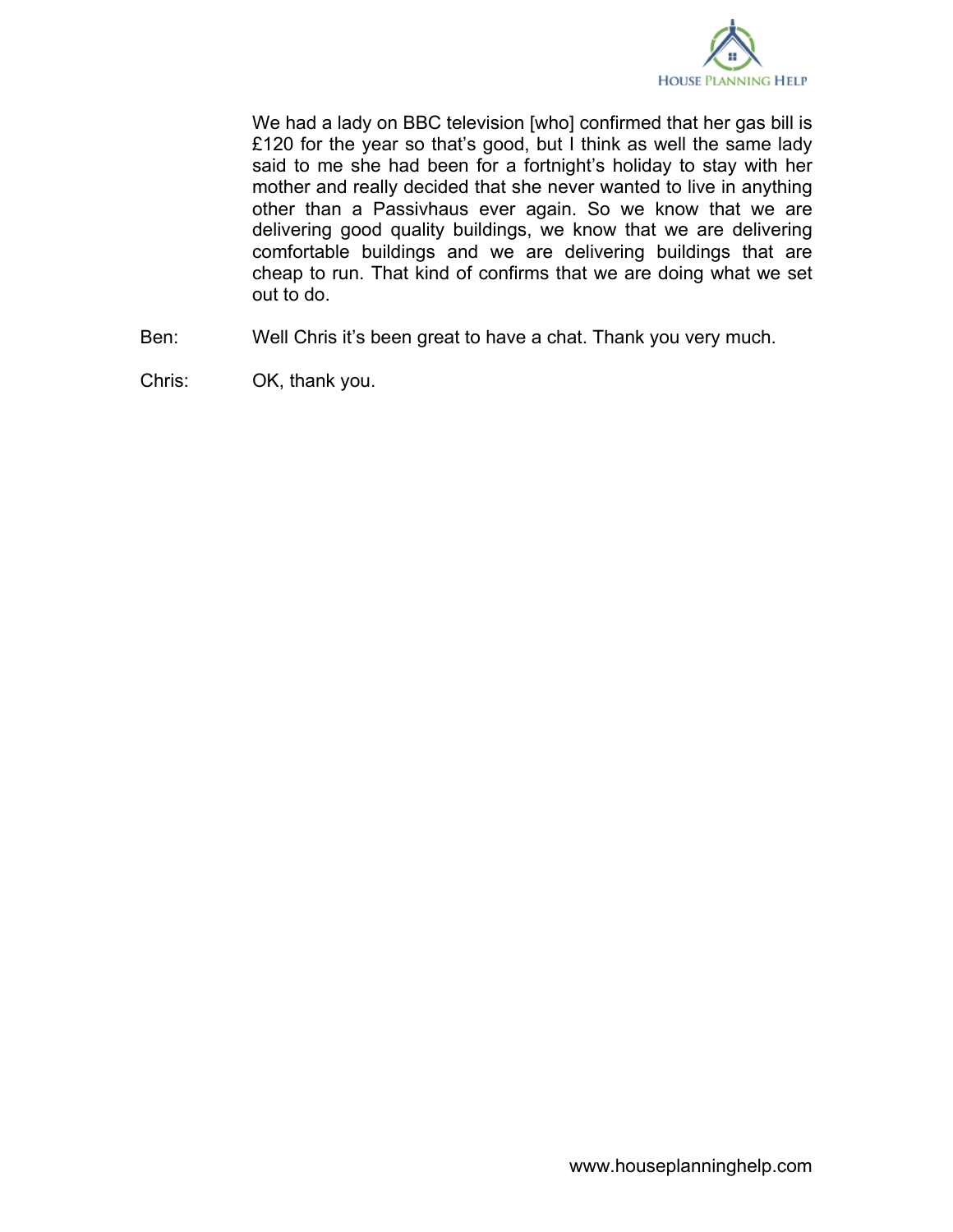We had a lady on BBC television [who] confirmed that her gas bill is £120 for the year so that's good, but I think as well the same lady said to me she had been for a fortnight's holiday to stay with her mother and really decided that she never wanted to live in anything other than a Passivhaus ever again. So we know that we are delivering good quality buildings, we know that we are delivering comfortable buildings and we are delivering buildings that are cheap to run. That kind of confirms that we are doing what we set out to do.

Ben: Well Chris it's been great to have a chat. Thank you very much.

Chris: OK, thank you.